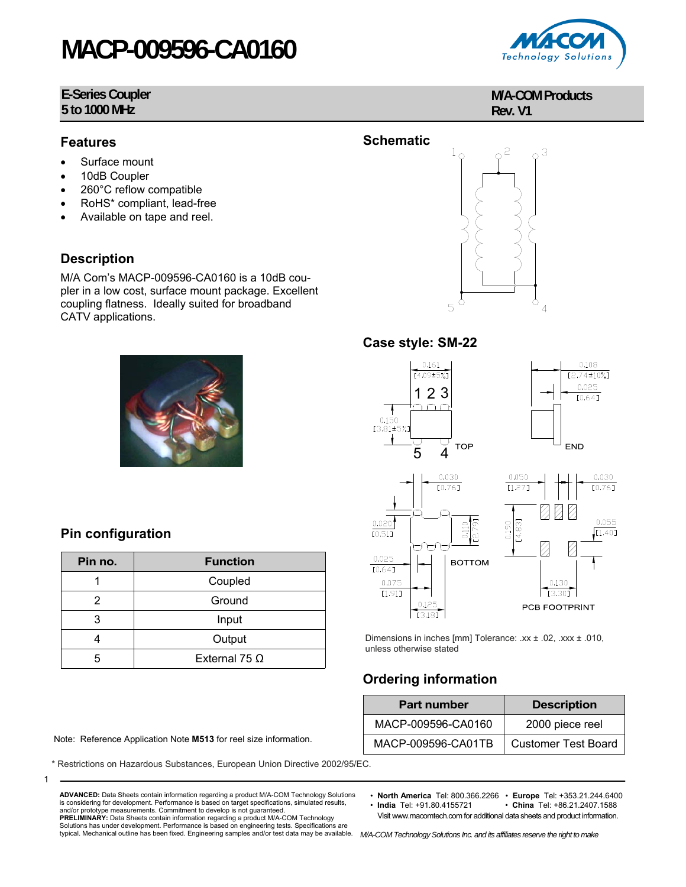# MACP-009596-CA0160

**E-Series Coupler**
**5 to 1000 MHz**

**M/A-COM Products**
**Rev. V1**

## Features

- Surface mount
- 10dB Coupler
- 260°C reflow compatible
- RoHS* compliant, lead-free
- Available on tape and reel.

## Description

M/A Com's MACP-009596-CA0160 is a 10dB coupler in a low cost, surface mount package. Excellent coupling flatness. Ideally suited for broadband CATV applications.

## Schematic

## Case style: SM-22

Dimensions in inches [mm] Tolerance: .xx ± .02, .xxx ± .010, unless otherwise stated

## Pin configuration

| Pin no. | Function |
|---|---|
| 1 | Coupled |
| 2 | Ground |
| 3 | Input |
| 4 | Output |
| 5 | External 75 Ω |

## Ordering information

| Part number | Description |
|---|---|
| MACP-009596-CA0160 | 2000 piece reel |
| MACP-009596-CA01TB | Customer Test Board |

Note: Reference Application Note **M513** for reel size information.

\* Restrictions on Hazardous Substances, European Union Directive 2002/95/EC.

**ADVANCED:** Data Sheets contain information regarding a product M/A-COM Technology Solutions is considering for development. Performance is based on target specifications, simulated results, and/or prototype measurements. Commitment to develop is not guaranteed.
**PRELIMINARY:** Data Sheets contain information regarding a product M/A-COM Technology Solutions has under development. Performance is based on engineering tests. Specifications are typical. Mechanical outline has been fixed. Engineering samples and/or test data may be available.

- **North America** Tel: 800.366.2266
- **Europe** Tel: +353.21.244.6400
- **India** Tel: +91.80.4155721
- **China** Tel: +86.21.2407.1588

Visit www.macomtech.com for additional data sheets and product information.

*M/A-COM Technology Solutions Inc. and its affiliates reserve the right to make*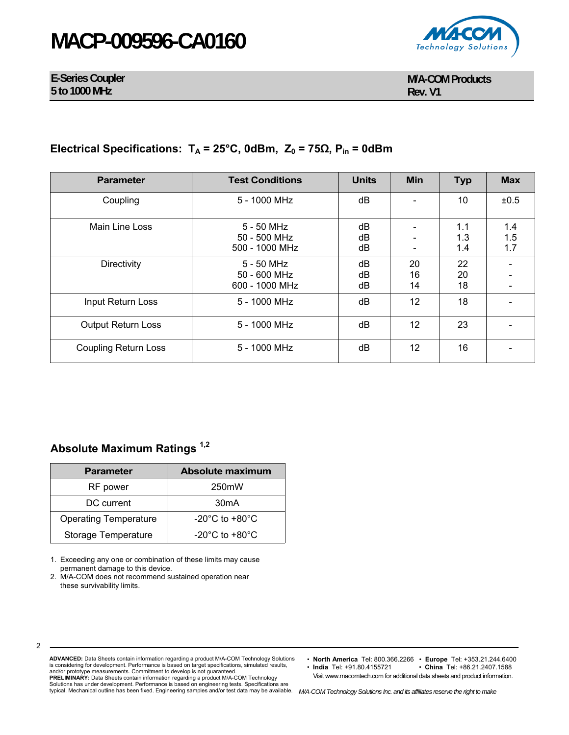## Electrical Specifications: $T_A$ = 25°C, 0dBm, $Z_0$ = 75Ω, $P_{in}$ = 0dBm

| Parameter | Test Conditions | Units | Min | Typ | Max |
|---|---|---|---|---|---|
| Coupling | 5 - 1000 MHz | dB | - | 10 | ±0.5 |
| Main Line Loss | 5 - 50 MHz<br>50 - 500 MHz<br>500 - 1000 MHz | dB<br>dB<br>dB | -<br>-<br>- | 1.1<br>1.3<br>1.4 | 1.4<br>1.5<br>1.7 |
| Directivity | 5 - 50 MHz<br>50 - 600 MHz<br>600 - 1000 MHz | dB<br>dB<br>dB | 20<br>16<br>14 | 22<br>20<br>18 | -<br>-<br>- |
| Input Return Loss | 5 - 1000 MHz | dB | 12 | 18 | - |
| Output Return Loss | 5 - 1000 MHz | dB | 12 | 23 | - |
| Coupling Return Loss | 5 - 1000 MHz | dB | 12 | 16 | - |

## Absolute Maximum Ratings [1,2]

| Parameter | Absolute maximum |
|---|---|
| RF power | 250mW |
| DC current | 30mA |
| Operating Temperature | -20°C to +80°C |
| Storage Temperature | -20°C to +80°C |

1. Exceeding any one or combination of these limits may cause permanent damage to this device.
2. M/A-COM does not recommend sustained operation near these survivability limits.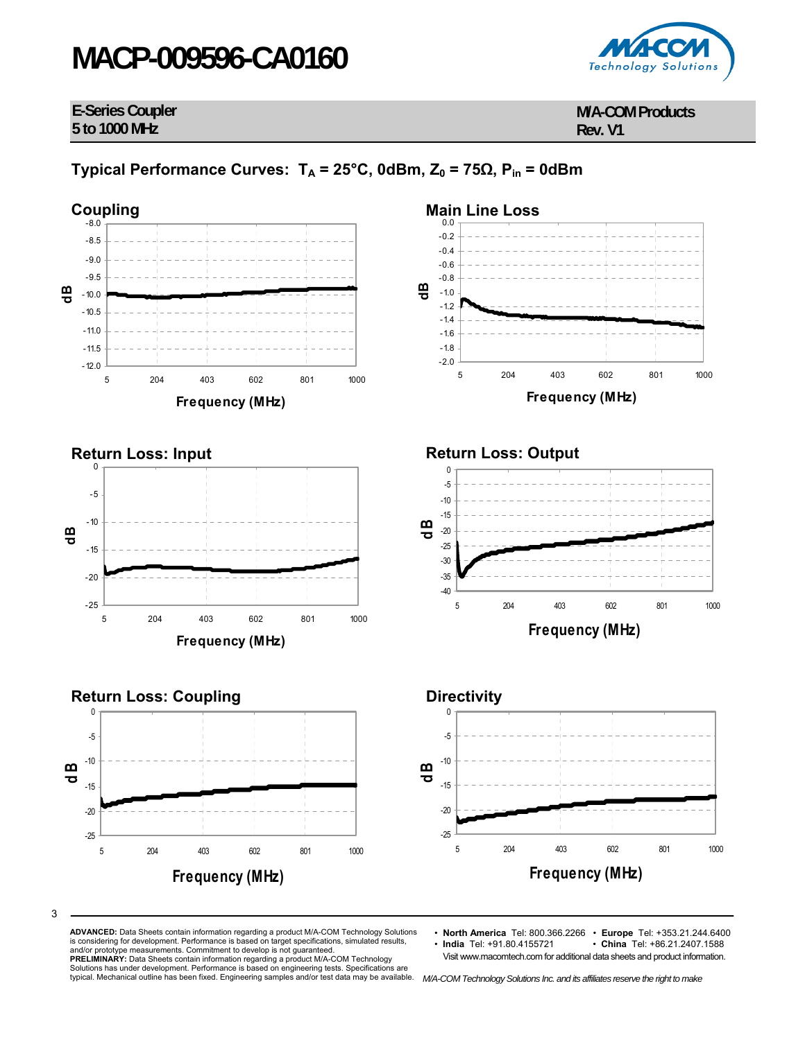# MACP-009596-CA0160

**E-Series Coupler**
**5 to 1000 MHz**

**M/A-COM Products**
**Rev. V1**

## Typical Performance Curves: $T_A$ = 25°C, 0dBm, $Z_0$ = 75Ω, $P_{in}$ = 0dBm

### Coupling

dB
-8.0
-8.5
-9.0
-9.5
-10.0
-10.5
-11.0
-11.5
-12.0
5 204 403 602 801 1000
Frequency (MHz)

### Main Line Loss

dB
0.0
-0.2
-0.4
-0.6
-0.8
-1.0
-1.2
-1.4
-1.6
-1.8
-2.0
5 204 403 602 801 1000
Frequency (MHz)

### Return Loss: Input

dB
0
-5
-10
-15
-20
-25
5 204 403 602 801 1000
Frequency (MHz)

### Return Loss: Output

dB
0
-5
-10
-15
-20
-25
-30
-35
-40
5 204 403 602 801 1000
Frequency (MHz)

### Return Loss: Coupling

dB
0
-5
-10
-15
-20
-25
5 204 403 602 801 1000
Frequency (MHz)

### Directivity

dB
0
-5
-10
-15
-20
-25
5 204 403 602 801 1000
Frequency (MHz)

**ADVANCED:** Data Sheets contain information regarding a product M/A-COM Technology Solutions is considering for development. Performance is based on target specifications, simulated results, and/or prototype measurements. Commitment to develop is not guaranteed.
**PRELIMINARY:** Data Sheets contain information regarding a product M/A-COM Technology Solutions has under development. Performance is based on engineering tests. Specifications are typical. Mechanical outline has been fixed. Engineering samples and/or test data may be available.

- **North America** Tel: 800.366.2266
- **Europe** Tel: +353.21.244.6400
- **India** Tel: +91.80.4155721
- **China** Tel: +86.21.2407.1588

Visit www.macomtech.com for additional data sheets and product information.

*M/A-COM Technology Solutions Inc. and its affiliates reserve the right to make*